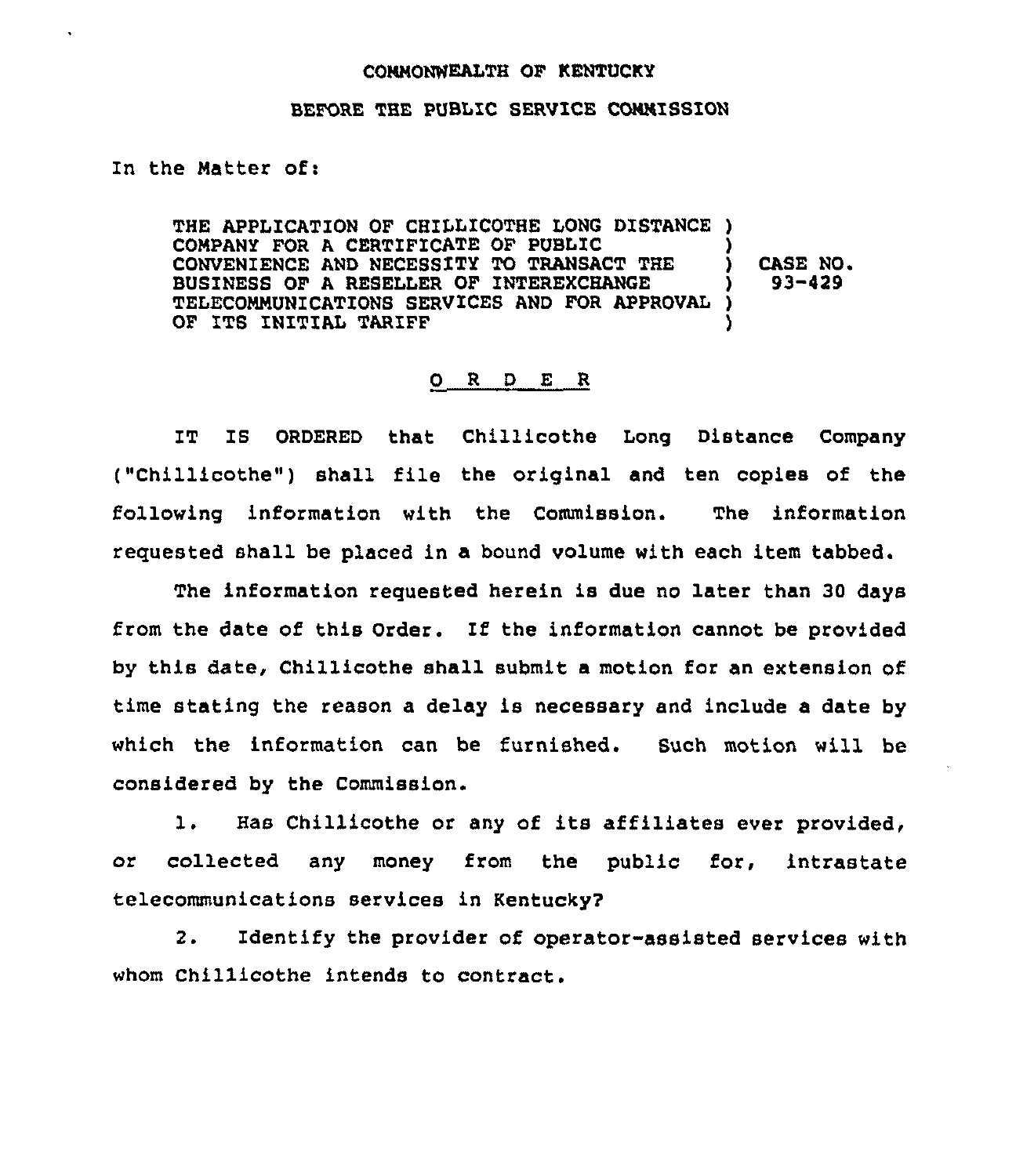COMMONWEALTH OF KENTUCKY

BEFORE THE PUBLIC SERVICE COMMISSION

In the Matter of:

| | | |
|---|---|---|
| THE APPLICATION OF CHILLICOTHE LONG DISTANCE COMPANY FOR A CERTIFICATE OF PUBLIC CONVENIENCE AND NECESSITY TO TRANSACT THE BUSINESS OF A RESELLER OF INTEREXCHANGE TELECOMMUNICATIONS SERVICES AND FOR APPROVAL OF ITS INITIAL TARIFF | ) | CASE NO. 93-429 |

# O R D E R

IT IS ORDERED that Chillicothe Long Distance Company ("Chillicothe") shall file the original and ten copies of the following information with the Commission. The information requested shall be placed in a bound volume with each item tabbed.

The information requested herein is due no later than 30 days from the date of this Order. If the information cannot be provided by this date, Chillicothe shall submit a motion for an extension of time stating the reason a delay is necessary and include a date by which the information can be furnished. Such motion will be considered by the Commission.

1. Has Chillicothe or any of its affiliates ever provided, or collected any money from the public for, intrastate telecommunications services in Kentucky?

2. Identify the provider of operator-assisted services with whom Chillicothe intends to contract.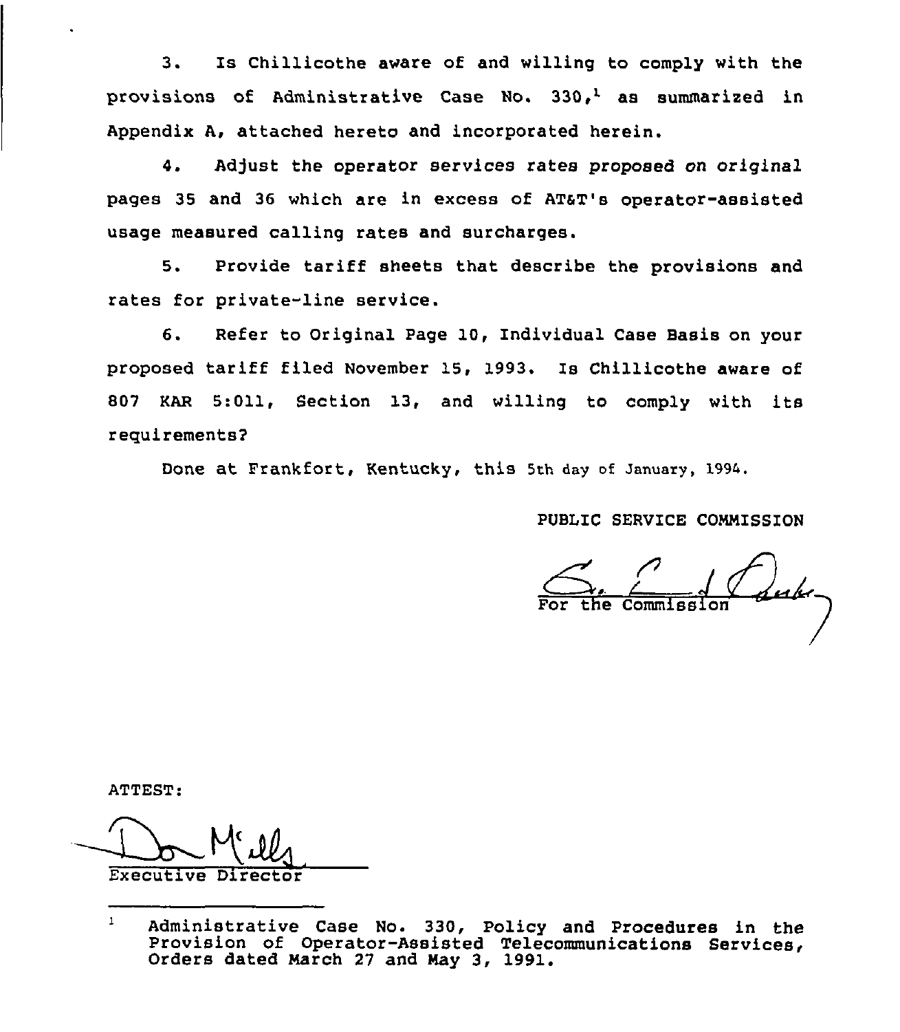3. Is Chillicothe aware of and willing to comply with the provisions of Administrative Case No. 330,[1] as summarized in Appendix A, attached hereto and incorporated herein.

4. Adjust the operator services rates proposed on original pages 35 and 36 which are in excess of AT&T's operator-assisted usage measured calling rates and surcharges.

5. Provide tariff sheets that describe the provisions and rates for private-line service.

6. Refer to Original Page 10, Individual Case Basis on your proposed tariff filed November 15, 1993. Is Chillicothe aware of 807 KAR 5:011, Section 13, and willing to comply with its requirements?

Done at Frankfort, Kentucky, this 5th day of January, 1994.

PUBLIC SERVICE COMMISSION

For the Commission

ATTEST:

Executive Director

---

[1] Administrative Case No. 330, Policy and Procedures in the Provision of Operator-Assisted Telecommunications Services, Orders dated March 27 and May 3, 1991.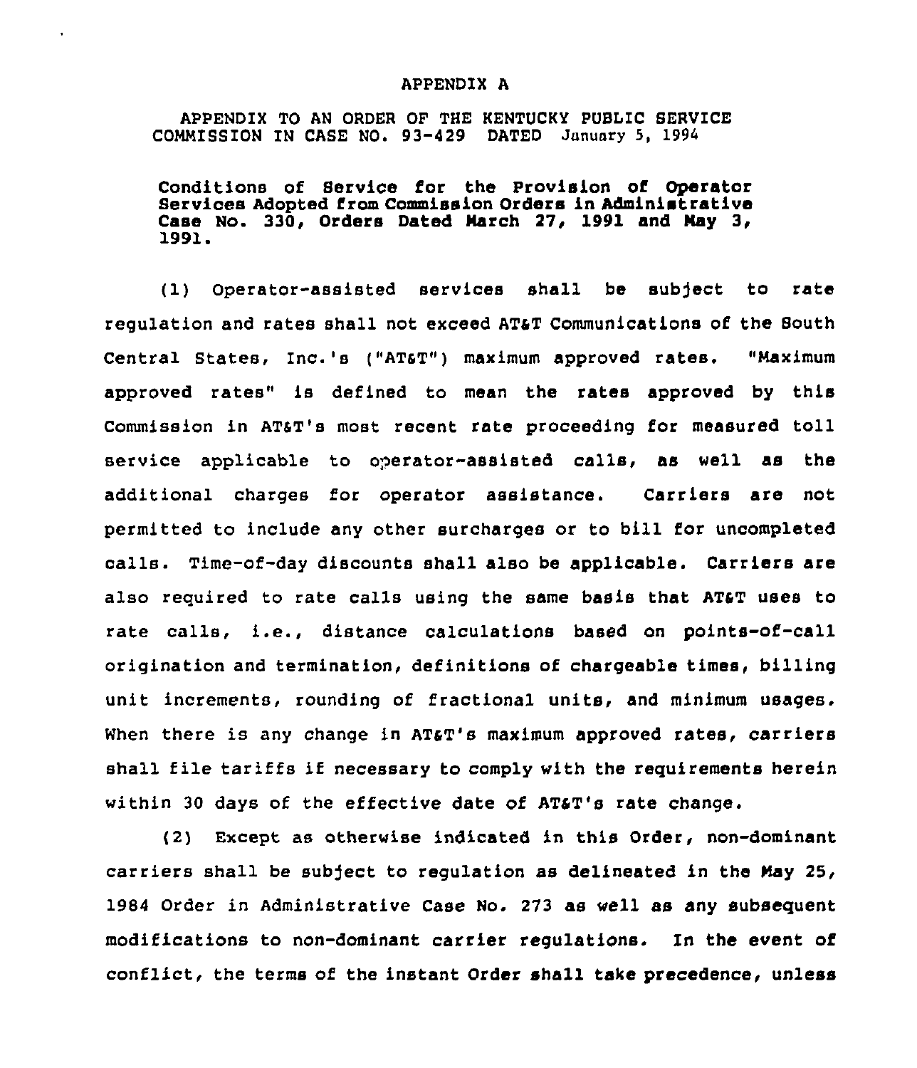APPENDIX A

APPENDIX TO AN ORDER OF THE KENTUCKY PUBLIC SERVICE COMMISSION IN CASE NO. 93-429 DATED January 5, 1994

**Conditions of Service for the Provision of Operator Services Adopted from Commission Orders in Administrative Case No. 330, Orders Dated March 27, 1991 and May 3, 1991.**

(1) Operator-assisted services shall be subject to rate regulation and rates shall not exceed AT&T Communications of the South Central States, Inc.'s ("AT&T") maximum approved rates. "Maximum approved rates" is defined to mean the rates approved by this Commission in AT&T's most recent rate proceeding for measured toll service applicable to operator-assisted calls, as well as the additional charges for operator assistance. Carriers are not permitted to include any other surcharges or to bill for uncompleted calls. Time-of-day discounts shall also be applicable. Carriers are also required to rate calls using the same basis that AT&T uses to rate calls, i.e., distance calculations based on points-of-call origination and termination, definitions of chargeable times, billing unit increments, rounding of fractional units, and minimum usages. When there is any change in AT&T's maximum approved rates, carriers shall file tariffs if necessary to comply with the requirements herein within 30 days of the effective date of AT&T's rate change.

(2) Except as otherwise indicated in this Order, non-dominant carriers shall be subject to regulation as delineated in the May 25, 1984 Order in Administrative Case No. 273 as well as any subsequent modifications to non-dominant carrier regulations. In the event of conflict, the terms of the instant Order shall take precedence, unless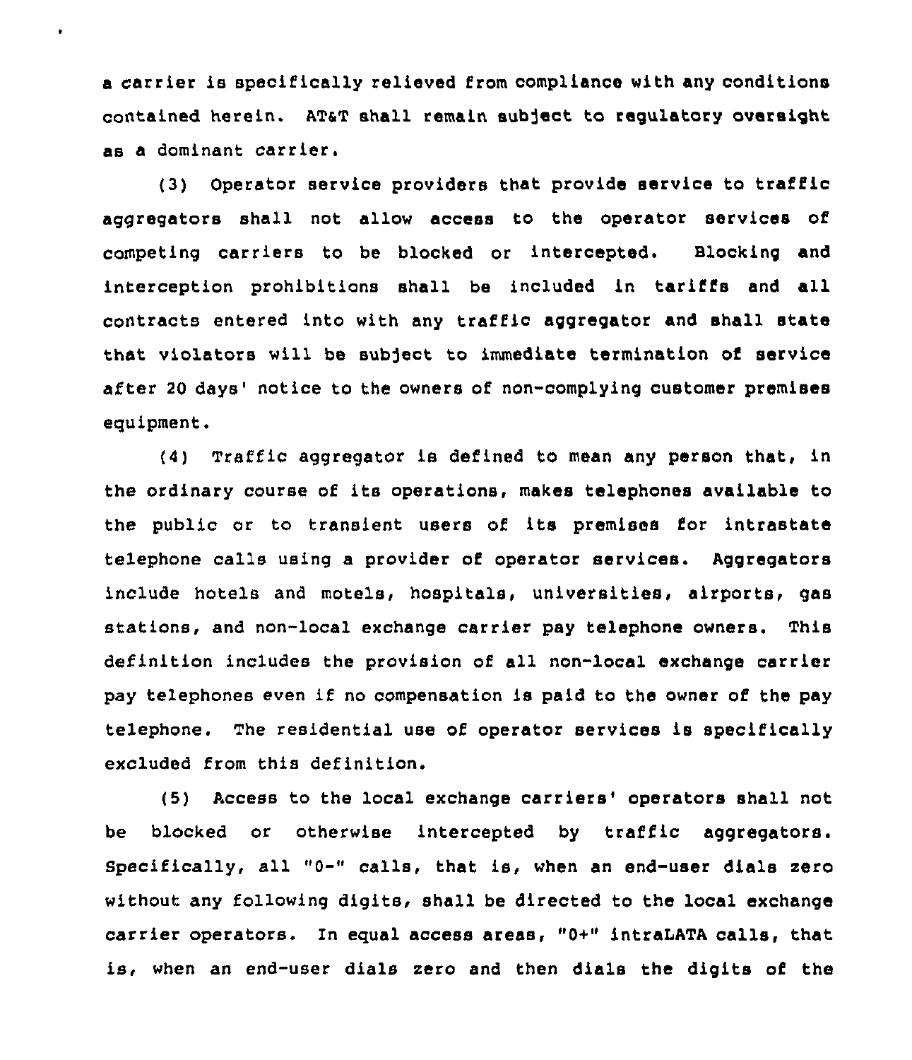a carrier is specifically relieved from compliance with any conditions contained herein. AT&T shall remain subject to regulatory oversight as a dominant carrier.

(3) Operator service providers that provide service to traffic aggregators shall not allow access to the operator services of competing carriers to be blocked or intercepted. Blocking and interception prohibitions shall be included in tariffs and all contracts entered into with any traffic aggregator and shall state that violators will be subject to immediate termination of service after 20 days' notice to the owners of non-complying customer premises equipment.

(4) Traffic aggregator is defined to mean any person that, in the ordinary course of its operations, makes telephones available to the public or to transient users of its premises for intrastate telephone calls using a provider of operator services. Aggregators include hotels and motels, hospitals, universities, airports, gas stations, and non-local exchange carrier pay telephone owners. This definition includes the provision of all non-local exchange carrier pay telephones even if no compensation is paid to the owner of the pay telephone. The residential use of operator services is specifically excluded from this definition.

(5) Access to the local exchange carriers' operators shall not be blocked or otherwise intercepted by traffic aggregators. Specifically, all "0-" calls, that is, when an end-user dials zero without any following digits, shall be directed to the local exchange carrier operators. In equal access areas, "0+" intraLATA calls, that is, when an end-user dials zero and then dials the digits of the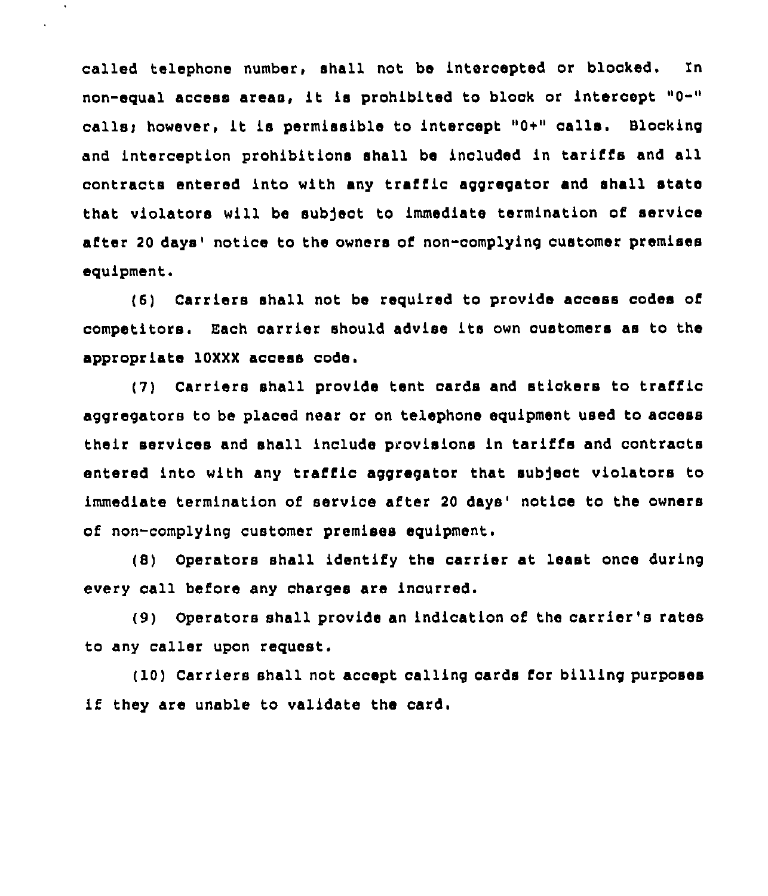called telephone number, shall not be intercepted or blocked. In non-equal access areas, it is prohibited to block or intercept "0-" calls; however, it is permissible to intercept "0+" calls. Blocking and interception prohibitions shall be included in tariffs and all contracts entered into with any traffic aggregator and shall state that violators will be subject to immediate termination of service after 20 days' notice to the owners of non-complying customer premises equipment.

(6) Carriers shall not be required to provide access codes of competitors. Each carrier should advise its own customers as to the appropriate 10XXX access code.

(7) Carriers shall provide tent cards and stickers to traffic aggregators to be placed near or on telephone equipment used to access their services and shall include provisions in tariffs and contracts entered into with any traffic aggregator that subject violators to immediate termination of service after 20 days' notice to the owners of non-complying customer premises equipment.

(8) Operators shall identify the carrier at least once during every call before any charges are incurred.

(9) Operators shall provide an indication of the carrier's rates to any caller upon request.

(10) Carriers shall not accept calling cards for billing purposes if they are unable to validate the card.